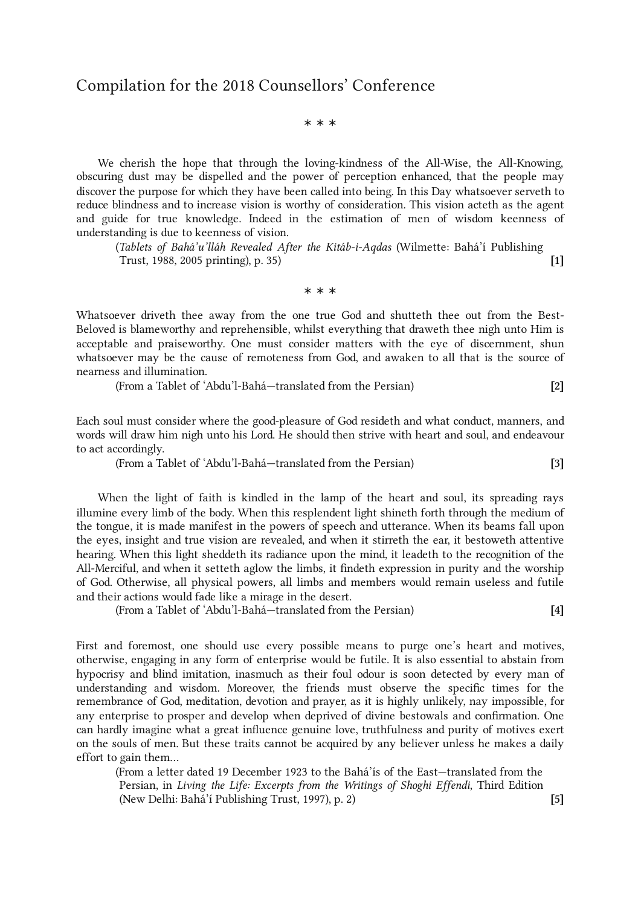# Compilation for the 2018 Counsellors' Conference

\* \* \*

We cherish the hope that through the loving-kindness of the All-Wise, the All-Knowing, obscuring dust may be dispelled and the power of perception enhanced, that the people may discover the purpose for which they have been called into being. In this Day whatsoever serveth to reduce blindness and to increase vision is worthy of consideration. This vision acteth as the agent and guide for true knowledge. Indeed in the estimation of men of wisdom keenness of understanding is due to keenness of vision.

(*Tablets of Bahá'u'lláh Revealed After the Kitáb-i-Aqdas* (Wilmette: Bahá'í Publishing Trust, 1988, 2005 printing), p. 35) **[1]**

\* \* \*

Whatsoever driveth thee away from the one true God and shutteth thee out from the Best-Beloved is blameworthy and reprehensible, whilst everything that draweth thee nigh unto Him is acceptable and praiseworthy. One must consider matters with the eye of discernment, shun whatsoever may be the cause of remoteness from God, and awaken to all that is the source of nearness and illumination.

(From a Tablet of 'Abdu'l-Bahá—translated from the Persian) **[2]**

Each soul must consider where the good-pleasure of God resideth and what conduct, manners, and words will draw him nigh unto his Lord. He should then strive with heart and soul, and endeavour to act accordingly.

(From a Tablet of 'Abdu'l-Bahá—translated from the Persian) **[3]**

When the light of faith is kindled in the lamp of the heart and soul, its spreading rays illumine every limb of the body. When this resplendent light shineth forth through the medium of the tongue, it is made manifest in the powers of speech and utterance. When its beams fall upon the eyes, insight and true vision are revealed, and when it stirreth the ear, it bestoweth attentive hearing. When this light sheddeth its radiance upon the mind, it leadeth to the recognition of the All-Merciful, and when it setteth aglow the limbs, it findeth expression in purity and the worship of God. Otherwise, all physical powers, all limbs and members would remain useless and futile and their actions would fade like a mirage in the desert.

(From a Tablet of 'Abdu'l-Bahá—translated from the Persian) **[4]**

First and foremost, one should use every possible means to purge one's heart and motives, otherwise, engaging in any form of enterprise would be futile. It is also essential to abstain from hypocrisy and blind imitation, inasmuch as their foul odour is soon detected by every man of understanding and wisdom. Moreover, the friends must observe the specific times for the remembrance of God, meditation, devotion and prayer, as it is highly unlikely, nay impossible, for any enterprise to prosper and develop when deprived of divine bestowals and confirmation. One can hardly imagine what a great influence genuine love, truthfulness and purity of motives exert on the souls of men. But these traits cannot be acquired by any believer unless he makes a daily effort to gain them...

(From a letter dated 19 December 1923 to the Bahá'ís of the East—translated from the Persian, in *Living the Life: Excerpts from the Writings of Shoghi Effendi*, Third Edition (New Delhi: Bahá'í Publishing Trust, 1997), p. 2) **[5]**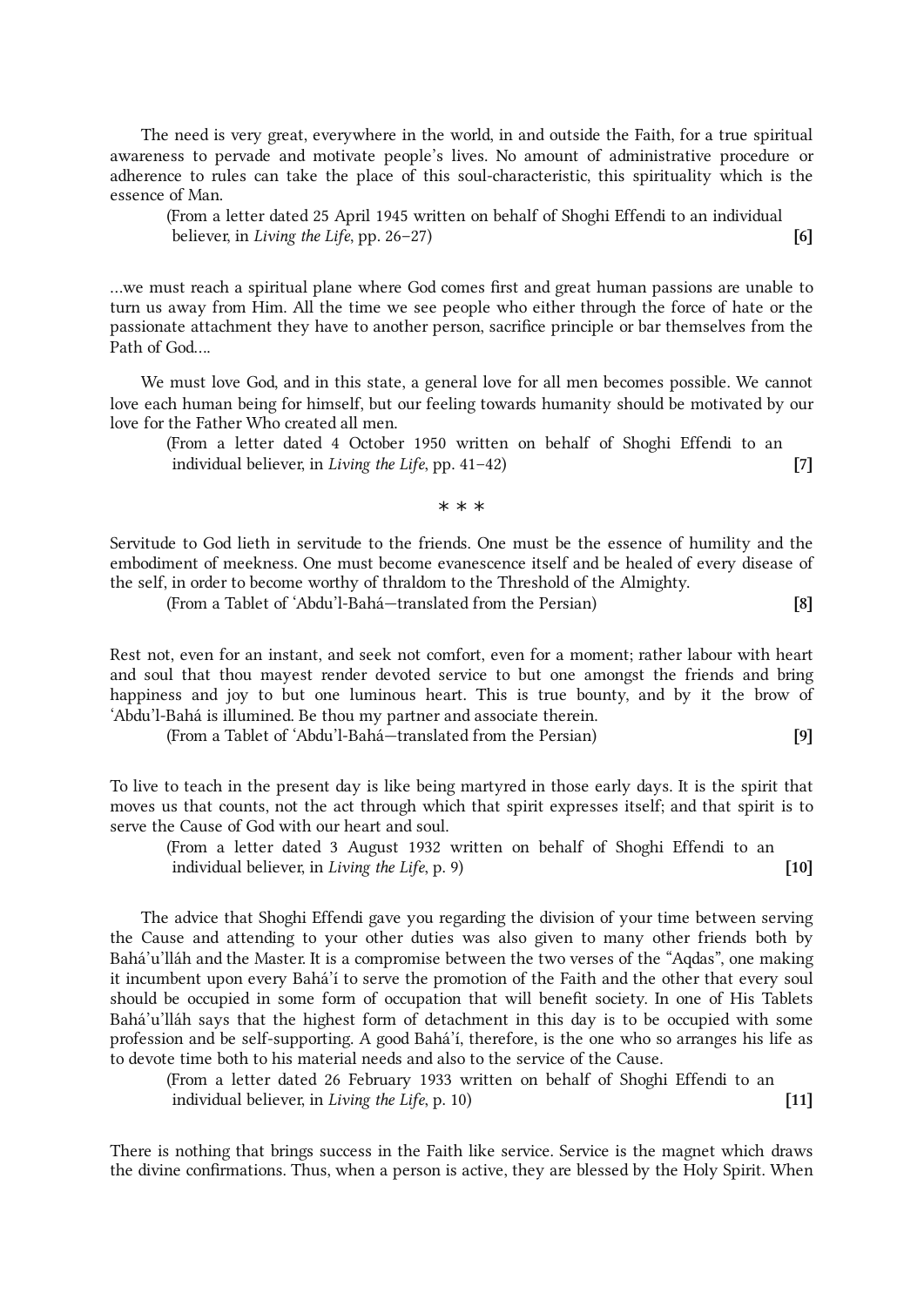The need is very great, everywhere in the world, in and outside the Faith, for a true spiritual awareness to pervade and motivate people's lives. No amount of administrative procedure or adherence to rules can take the place of this soul-characteristic, this spirituality which is the essence of Man.

(From a letter dated 25 April 1945 written on behalf of Shoghi Effendi to an individual believer, in *Living the Life*, pp. 26–27) **[6]**

…we must reach a spiritual plane where God comes first and great human passions are unable to turn us away from Him. All the time we see people who either through the force of hate or the passionate attachment they have to another person, sacrifice principle or bar themselves from the Path of God.…

We must love God, and in this state, a general love for all men becomes possible. We cannot love each human being for himself, but our feeling towards humanity should be motivated by our love for the Father Who created all men.

(From a letter dated 4 October 1950 written on behalf of Shoghi Effendi to an individual believer, in *Living the Life*, pp. 41–42) **[7]**

\* \* \*

Servitude to God lieth in servitude to the friends. One must be the essence of humility and the embodiment of meekness. One must become evanescence itself and be healed of every disease of the self, in order to become worthy of thraldom to the Threshold of the Almighty.

(From a Tablet of ʻAbdu'l-Bahá—translated from the Persian) **[8]**

Rest not, even for an instant, and seek not comfort, even for a moment; rather labour with heart and soul that thou mayest render devoted service to but one amongst the friends and bring happiness and joy to but one luminous heart. This is true bounty, and by it the brow of ʻAbdu'l-Bahá is illumined. Be thou my partner and associate therein.

(From a Tablet of ʻAbdu'l-Bahá—translated from the Persian) **[9]**

To live to teach in the present day is like being martyred in those early days. It is the spirit that moves us that counts, not the act through which that spirit expresses itself; and that spirit is to serve the Cause of God with our heart and soul.

(From a letter dated 3 August 1932 written on behalf of Shoghi Effendi to an individual believer, in *Living the Life*, p. 9) **[10]**

The advice that Shoghi Effendi gave you regarding the division of your time between serving the Cause and attending to your other duties was also given to many other friends both by Bahá'u'lláh and the Master. It is a compromise between the two verses of the "Aqdas", one making it incumbent upon every Bahá'í to serve the promotion of the Faith and the other that every soul should be occupied in some form of occupation that will benefit society. In one of His Tablets Bahá'u'lláh says that the highest form of detachment in this day is to be occupied with some profession and be self-supporting. A good Bahá'í, therefore, is the one who so arranges his life as to devote time both to his material needs and also to the service of the Cause.

(From a letter dated 26 February 1933 written on behalf of Shoghi Effendi to an individual believer, in *Living the Life*, p. 10) **[11]**

There is nothing that brings success in the Faith like service. Service is the magnet which draws the divine confirmations. Thus, when a person is active, they are blessed by the Holy Spirit. When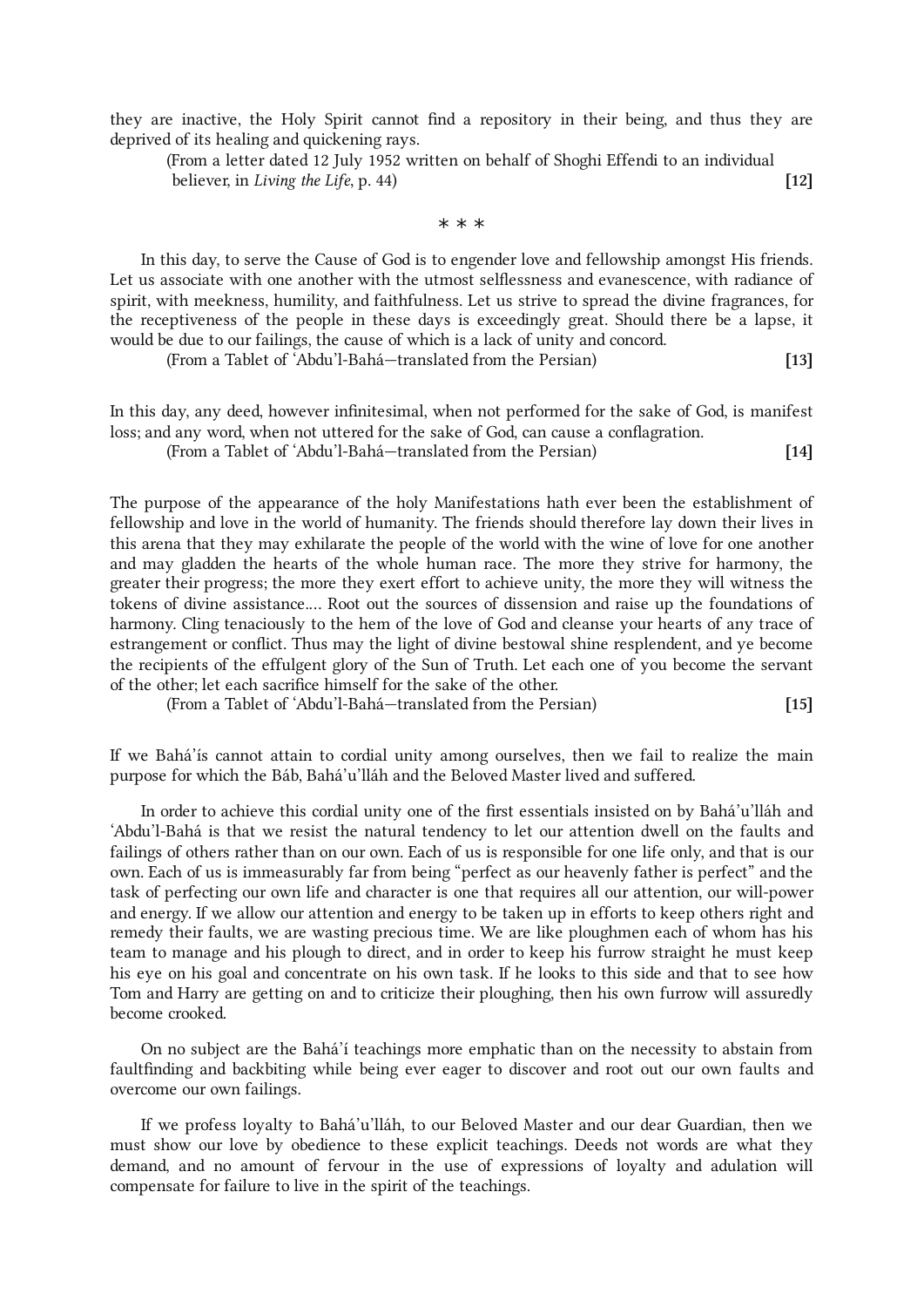they are inactive, the Holy Spirit cannot find a repository in their being, and thus they are deprived of its healing and quickening rays.

(From a letter dated 12 July 1952 written on behalf of Shoghi Effendi to an individual believer, in *Living the Life*, p. 44) **[12]**

\* \* \*

In this day, to serve the Cause of God is to engender love and fellowship amongst His friends. Let us associate with one another with the utmost selflessness and evanescence, with radiance of spirit, with meekness, humility, and faithfulness. Let us strive to spread the divine fragrances, for the receptiveness of the people in these days is exceedingly great. Should there be a lapse, it would be due to our failings, the cause of which is a lack of unity and concord.

(From a Tablet of ʻAbdu'l-Bahá—translated from the Persian) **[13]**

In this day, any deed, however infinitesimal, when not performed for the sake of God, is manifest loss; and any word, when not uttered for the sake of God, can cause a conflagration.

(From a Tablet of ʻAbdu'l-Bahá—translated from the Persian) **[14]**

The purpose of the appearance of the holy Manifestations hath ever been the establishment of fellowship and love in the world of humanity. The friends should therefore lay down their lives in this arena that they may exhilarate the people of the world with the wine of love for one another and may gladden the hearts of the whole human race. The more they strive for harmony, the greater their progress; the more they exert effort to achieve unity, the more they will witness the tokens of divine assistance.... Root out the sources of dissension and raise up the foundations of harmony. Cling tenaciously to the hem of the love of God and cleanse your hearts of any trace of estrangement or conflict. Thus may the light of divine bestowal shine resplendent, and ye become the recipients of the effulgent glory of the Sun of Truth. Let each one of you become the servant of the other; let each sacrifice himself for the sake of the other.

(From a Tablet of ʻAbdu'l-Bahá—translated from the Persian) **[15]**

If we Bahá'ís cannot attain to cordial unity among ourselves, then we fail to realize the main purpose for which the Báb, Bahá'u'lláh and the Beloved Master lived and suffered.

In order to achieve this cordial unity one of the first essentials insisted on by Bahá'u'lláh and ʻAbdu'l-Bahá is that we resist the natural tendency to let our attention dwell on the faults and failings of others rather than on our own. Each of us is responsible for one life only, and that is our own. Each of us is immeasurably far from being "perfect as our heavenly father is perfect" and the task of perfecting our own life and character is one that requires all our attention, our will-power and energy. If we allow our attention and energy to be taken up in efforts to keep others right and remedy their faults, we are wasting precious time. We are like ploughmen each of whom has his team to manage and his plough to direct, and in order to keep his furrow straight he must keep his eye on his goal and concentrate on his own task. If he looks to this side and that to see how Tom and Harry are getting on and to criticize their ploughing, then his own furrow will assuredly become crooked.

On no subject are the Bahá'í teachings more emphatic than on the necessity to abstain from faultfinding and backbiting while being ever eager to discover and root out our own faults and overcome our own failings.

If we profess loyalty to Bahá'u'lláh, to our Beloved Master and our dear Guardian, then we must show our love by obedience to these explicit teachings. Deeds not words are what they demand, and no amount of fervour in the use of expressions of loyalty and adulation will compensate for failure to live in the spirit of the teachings.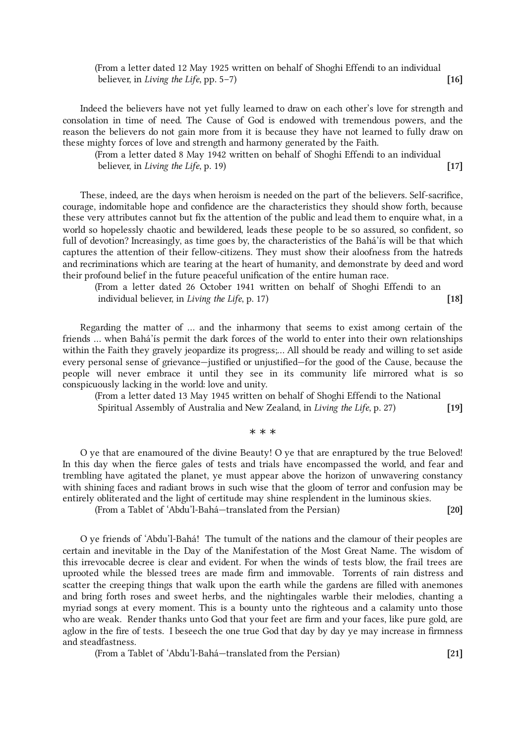(From a letter dated 12 May 1925 written on behalf of Shoghi Effendi to an individual believer, in *Living the Life*, pp. 5–7) **[16]**

Indeed the believers have not yet fully learned to draw on each other's love for strength and consolation in time of need. The Cause of God is endowed with tremendous powers, and the reason the believers do not gain more from it is because they have not learned to fully draw on these mighty forces of love and strength and harmony generated by the Faith.

(From a letter dated 8 May 1942 written on behalf of Shoghi Effendi to an individual believer, in *Living the Life*, p. 19) **[17]**

These, indeed, are the days when heroism is needed on the part of the believers. Self-sacrifice, courage, indomitable hope and confidence are the characteristics they should show forth, because these very attributes cannot but fix the attention of the public and lead them to enquire what, in a world so hopelessly chaotic and bewildered, leads these people to be so assured, so confident, so full of devotion? Increasingly, as time goes by, the characteristics of the Bahá'ís will be that which captures the attention of their fellow-citizens. They must show their aloofness from the hatreds and recriminations which are tearing at the heart of humanity, and demonstrate by deed and word their profound belief in the future peaceful unification of the entire human race.

(From a letter dated 26 October 1941 written on behalf of Shoghi Effendi to an individual believer, in *Living the Life*, p. 17) **[18]**

Regarding the matter of ... and the inharmony that seems to exist among certain of the friends ... when Bahá'ís permit the dark forces of the world to enter into their own relationships within the Faith they gravely jeopardize its progress;... All should be ready and willing to set aside every personal sense of grievance—justified or unjustified—for the good of the Cause, because the people will never embrace it until they see in its community life mirrored what is so conspicuously lacking in the world: love and unity.

(From a letter dated 13 May 1945 written on behalf of Shoghi Effendi to the National Spiritual Assembly of Australia and New Zealand, in *Living the Life*, p. 27) **[19]**

\* \* \*

O ye that are enamoured of the divine Beauty! O ye that are enraptured by the true Beloved! In this day when the fierce gales of tests and trials have encompassed the world, and fear and trembling have agitated the planet, ye must appear above the horizon of unwavering constancy with shining faces and radiant brows in such wise that the gloom of terror and confusion may be entirely obliterated and the light of certitude may shine resplendent in the luminous skies.

(From a Tablet of 'Abdu'l-Bahá—translated from the Persian) **[20]**

O ye friends of 'Abdu'l-Bahá! The tumult of the nations and the clamour of their peoples are certain and inevitable in the Day of the Manifestation of the Most Great Name. The wisdom of this irrevocable decree is clear and evident. For when the winds of tests blow, the frail trees are uprooted while the blessed trees are made firm and immovable. Torrents of rain distress and scatter the creeping things that walk upon the earth while the gardens are filled with anemones and bring forth roses and sweet herbs, and the nightingales warble their melodies, chanting a myriad songs at every moment. This is a bounty unto the righteous and a calamity unto those who are weak. Render thanks unto God that your feet are firm and your faces, like pure gold, are aglow in the fire of tests. I beseech the one true God that day by day ye may increase in firmness and steadfastness.

(From a Tablet of 'Abdu'l-Bahá—translated from the Persian) **[21]**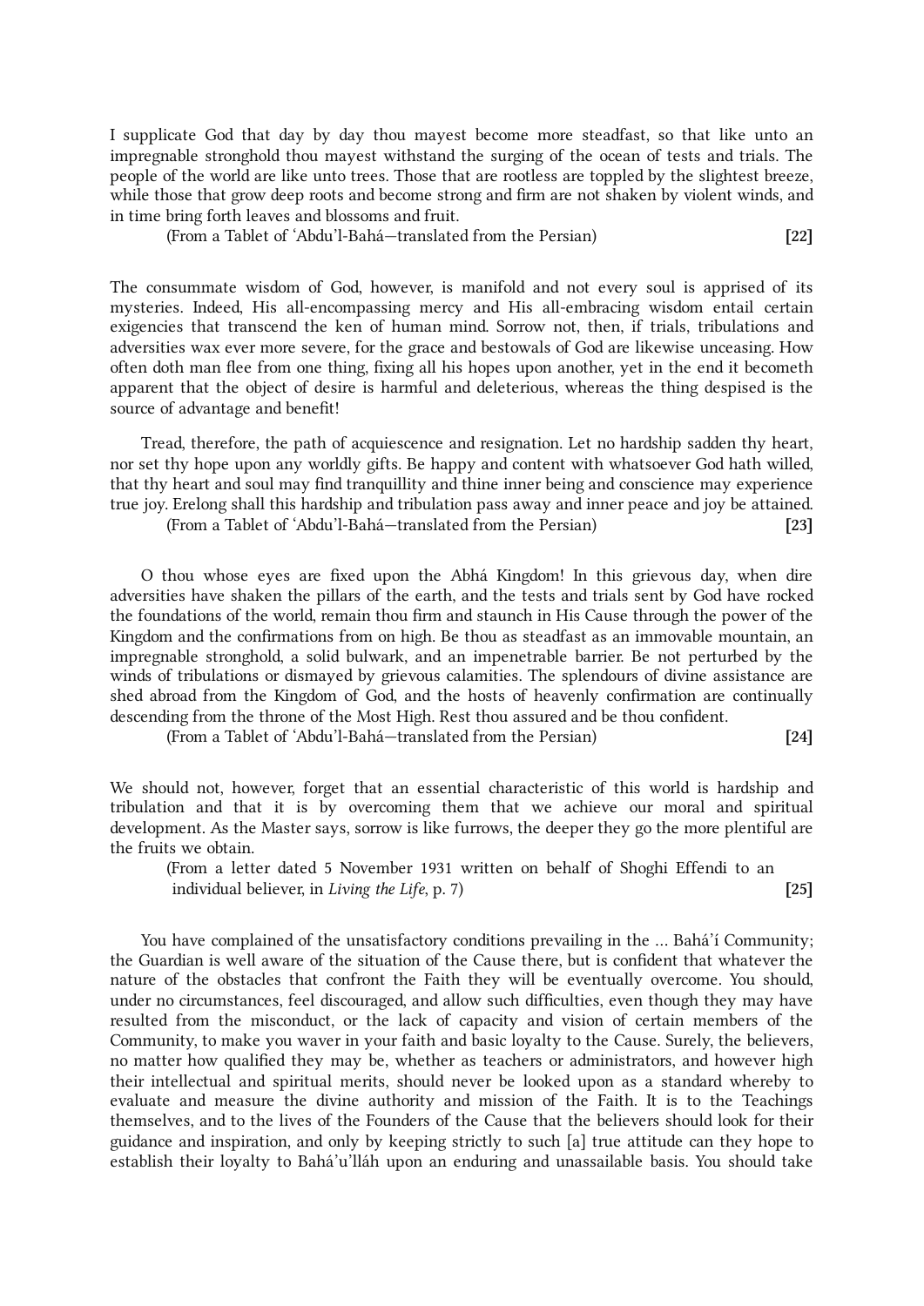I supplicate God that day by day thou mayest become more steadfast, so that like unto an impregnable stronghold thou mayest withstand the surging of the ocean of tests and trials. The people of the world are like unto trees. Those that are rootless are toppled by the slightest breeze, while those that grow deep roots and become strong and firm are not shaken by violent winds, and in time bring forth leaves and blossoms and fruit.

(From a Tablet of ʻAbdu'l-Bahá—translated from the Persian) **[22]**

The consummate wisdom of God, however, is manifold and not every soul is apprised of its mysteries. Indeed, His all-encompassing mercy and His all-embracing wisdom entail certain exigencies that transcend the ken of human mind. Sorrow not, then, if trials, tribulations and adversities wax ever more severe, for the grace and bestowals of God are likewise unceasing. How often doth man flee from one thing, fixing all his hopes upon another, yet in the end it becometh apparent that the object of desire is harmful and deleterious, whereas the thing despised is the source of advantage and benefit!

Tread, therefore, the path of acquiescence and resignation. Let no hardship sadden thy heart, nor set thy hope upon any worldly gifts. Be happy and content with whatsoever God hath willed, that thy heart and soul may find tranquillity and thine inner being and conscience may experience true joy. Erelong shall this hardship and tribulation pass away and inner peace and joy be attained.

(From a Tablet of ʻAbdu'l-Bahá—translated from the Persian) **[23]**

O thou whose eyes are fixed upon the Abhá Kingdom! In this grievous day, when dire adversities have shaken the pillars of the earth, and the tests and trials sent by God have rocked the foundations of the world, remain thou firm and staunch in His Cause through the power of the Kingdom and the confirmations from on high. Be thou as steadfast as an immovable mountain, an impregnable stronghold, a solid bulwark, and an impenetrable barrier. Be not perturbed by the winds of tribulations or dismayed by grievous calamities. The splendours of divine assistance are shed abroad from the Kingdom of God, and the hosts of heavenly confirmation are continually descending from the throne of the Most High. Rest thou assured and be thou confident.

(From a Tablet of ʻAbdu'l-Bahá—translated from the Persian) **[24]**

We should not, however, forget that an essential characteristic of this world is hardship and tribulation and that it is by overcoming them that we achieve our moral and spiritual development. As the Master says, sorrow is like furrows, the deeper they go the more plentiful are the fruits we obtain.

(From a letter dated 5 November 1931 written on behalf of Shoghi Effendi to an individual believer, in *Living the Life*, p. 7) **[25]**

You have complained of the unsatisfactory conditions prevailing in the ... Bahá'í Community; the Guardian is well aware of the situation of the Cause there, but is confident that whatever the nature of the obstacles that confront the Faith they will be eventually overcome. You should, under no circumstances, feel discouraged, and allow such difficulties, even though they may have resulted from the misconduct, or the lack of capacity and vision of certain members of the Community, to make you waver in your faith and basic loyalty to the Cause. Surely, the believers, no matter how qualified they may be, whether as teachers or administrators, and however high their intellectual and spiritual merits, should never be looked upon as a standard whereby to evaluate and measure the divine authority and mission of the Faith. It is to the Teachings themselves, and to the lives of the Founders of the Cause that the believers should look for their guidance and inspiration, and only by keeping strictly to such [a] true attitude can they hope to establish their loyalty to Bahá'u'lláh upon an enduring and unassailable basis. You should take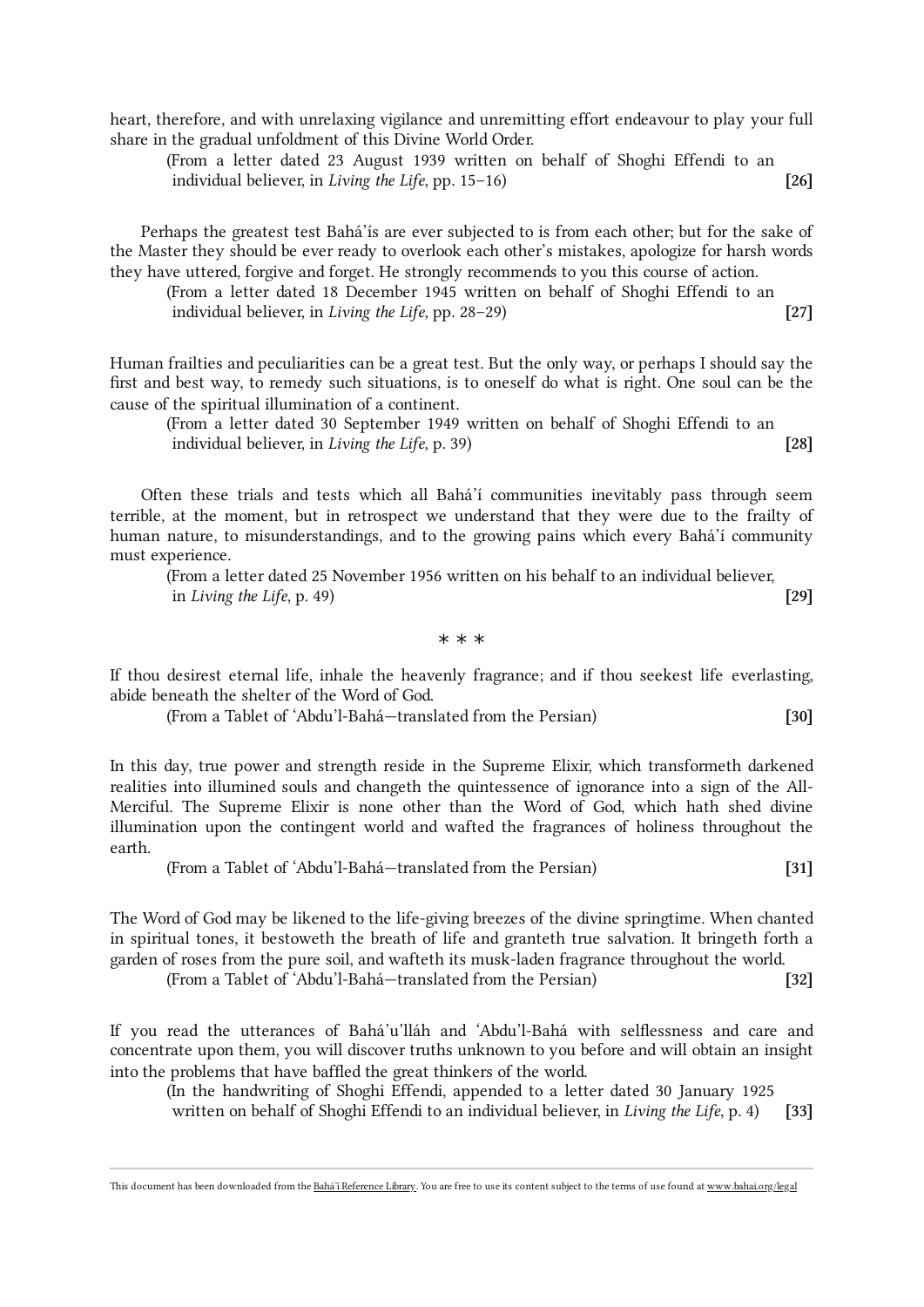heart, therefore, and with unrelaxing vigilance and unremitting effort endeavour to play your full share in the gradual unfoldment of this Divine World Order.

(From a letter dated 23 August 1939 written on behalf of Shoghi Effendi to an individual believer, in *Living the Life*, pp. 15–16) **[26]**

Perhaps the greatest test Bahá'ís are ever subjected to is from each other; but for the sake of the Master they should be ever ready to overlook each other's mistakes, apologize for harsh words they have uttered, forgive and forget. He strongly recommends to you this course of action.

(From a letter dated 18 December 1945 written on behalf of Shoghi Effendi to an individual believer, in *Living the Life*, pp. 28–29) **[27]**

Human frailties and peculiarities can be a great test. But the only way, or perhaps I should say the first and best way, to remedy such situations, is to oneself do what is right. One soul can be the cause of the spiritual illumination of a continent.

(From a letter dated 30 September 1949 written on behalf of Shoghi Effendi to an individual believer, in *Living the Life*, p. 39) **[28]**

Often these trials and tests which all Bahá'í communities inevitably pass through seem terrible, at the moment, but in retrospect we understand that they were due to the frailty of human nature, to misunderstandings, and to the growing pains which every Bahá'í community must experience.

(From a letter dated 25 November 1956 written on his behalf to an individual believer, in *Living the Life*, p. 49) **[29]**

\* \* \*

If thou desirest eternal life, inhale the heavenly fragrance; and if thou seekest life everlasting, abide beneath the shelter of the Word of God.

(From a Tablet of 'Abdu'l-Bahá—translated from the Persian) **[30]**

In this day, true power and strength reside in the Supreme Elixir, which transformeth darkened realities into illumined souls and changeth the quintessence of ignorance into a sign of the All-Merciful. The Supreme Elixir is none other than the Word of God, which hath shed divine illumination upon the contingent world and wafted the fragrances of holiness throughout the earth.

(From a Tablet of 'Abdu'l-Bahá—translated from the Persian) **[31]**

The Word of God may be likened to the life-giving breezes of the divine springtime. When chanted in spiritual tones, it bestoweth the breath of life and granteth true salvation. It bringeth forth a garden of roses from the pure soil, and wafteth its musk-laden fragrance throughout the world.

(From a Tablet of 'Abdu'l-Bahá—translated from the Persian) **[32]**

If you read the utterances of Bahá'u'lláh and 'Abdu'l-Bahá with selflessness and care and concentrate upon them, you will discover truths unknown to you before and will obtain an insight into the problems that have baffled the great thinkers of the world.

(In the handwriting of Shoghi Effendi, appended to a letter dated 30 January 1925 written on behalf of Shoghi Effendi to an individual believer, in *Living the Life*, p. 4) **[33]**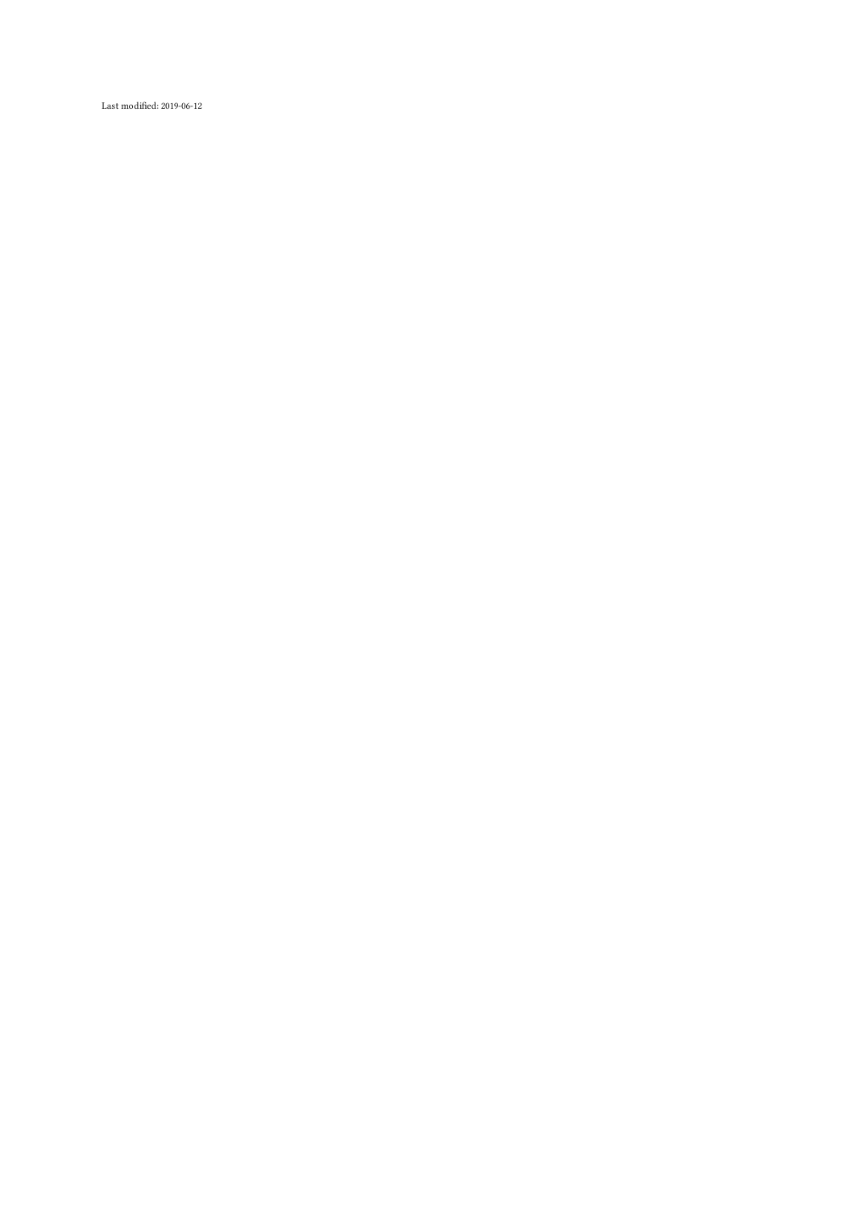Last modified: 2019-06-12